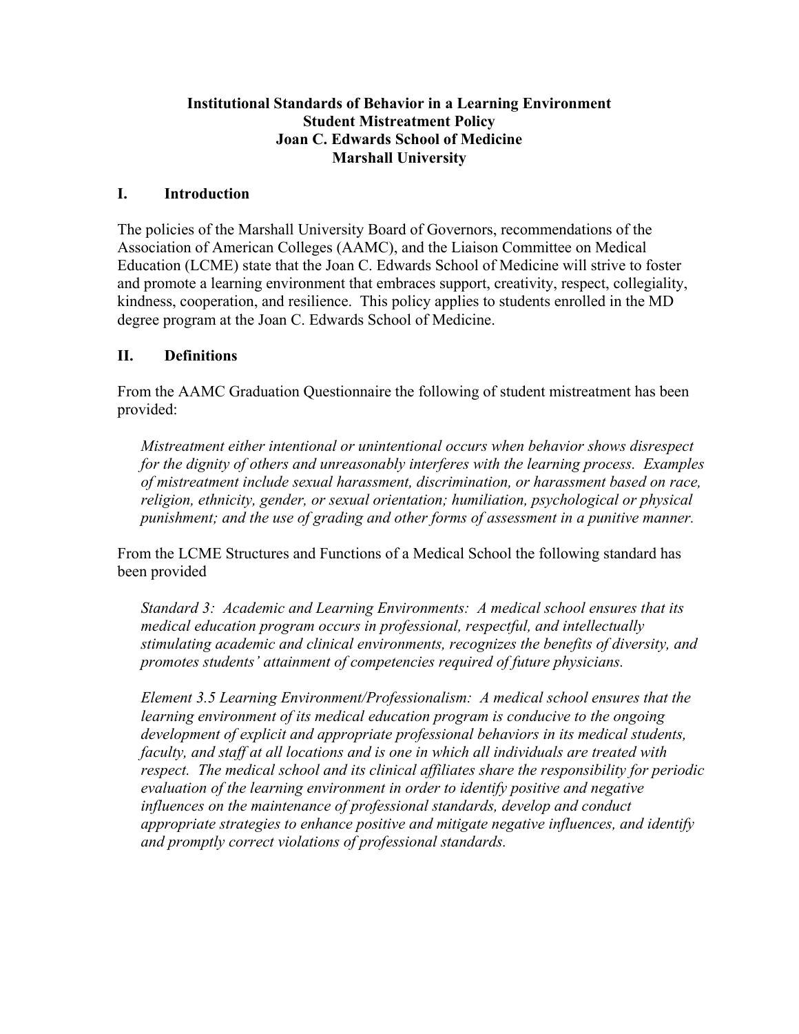# Institutional Standards of Behavior in a Learning Environment
# Student Mistreatment Policy
# Joan C. Edwards School of Medicine
# Marshall University

## I. Introduction

The policies of the Marshall University Board of Governors, recommendations of the Association of American Colleges (AAMC), and the Liaison Committee on Medical Education (LCME) state that the Joan C. Edwards School of Medicine will strive to foster and promote a learning environment that embraces support, creativity, respect, collegiality, kindness, cooperation, and resilience. This policy applies to students enrolled in the MD degree program at the Joan C. Edwards School of Medicine.

## II. Definitions

From the AAMC Graduation Questionnaire the following of student mistreatment has been provided:

> *Mistreatment either intentional or unintentional occurs when behavior shows disrespect for the dignity of others and unreasonably interferes with the learning process. Examples of mistreatment include sexual harassment, discrimination, or harassment based on race, religion, ethnicity, gender, or sexual orientation; humiliation, psychological or physical punishment; and the use of grading and other forms of assessment in a punitive manner.*

From the LCME Structures and Functions of a Medical School the following standard has been provided

> *Standard 3: Academic and Learning Environments: A medical school ensures that its medical education program occurs in professional, respectful, and intellectually stimulating academic and clinical environments, recognizes the benefits of diversity, and promotes students' attainment of competencies required of future physicians.*
>
> *Element 3.5 Learning Environment/Professionalism: A medical school ensures that the learning environment of its medical education program is conducive to the ongoing development of explicit and appropriate professional behaviors in its medical students, faculty, and staff at all locations and is one in which all individuals are treated with respect. The medical school and its clinical affiliates share the responsibility for periodic evaluation of the learning environment in order to identify positive and negative influences on the maintenance of professional standards, develop and conduct appropriate strategies to enhance positive and mitigate negative influences, and identify and promptly correct violations of professional standards.*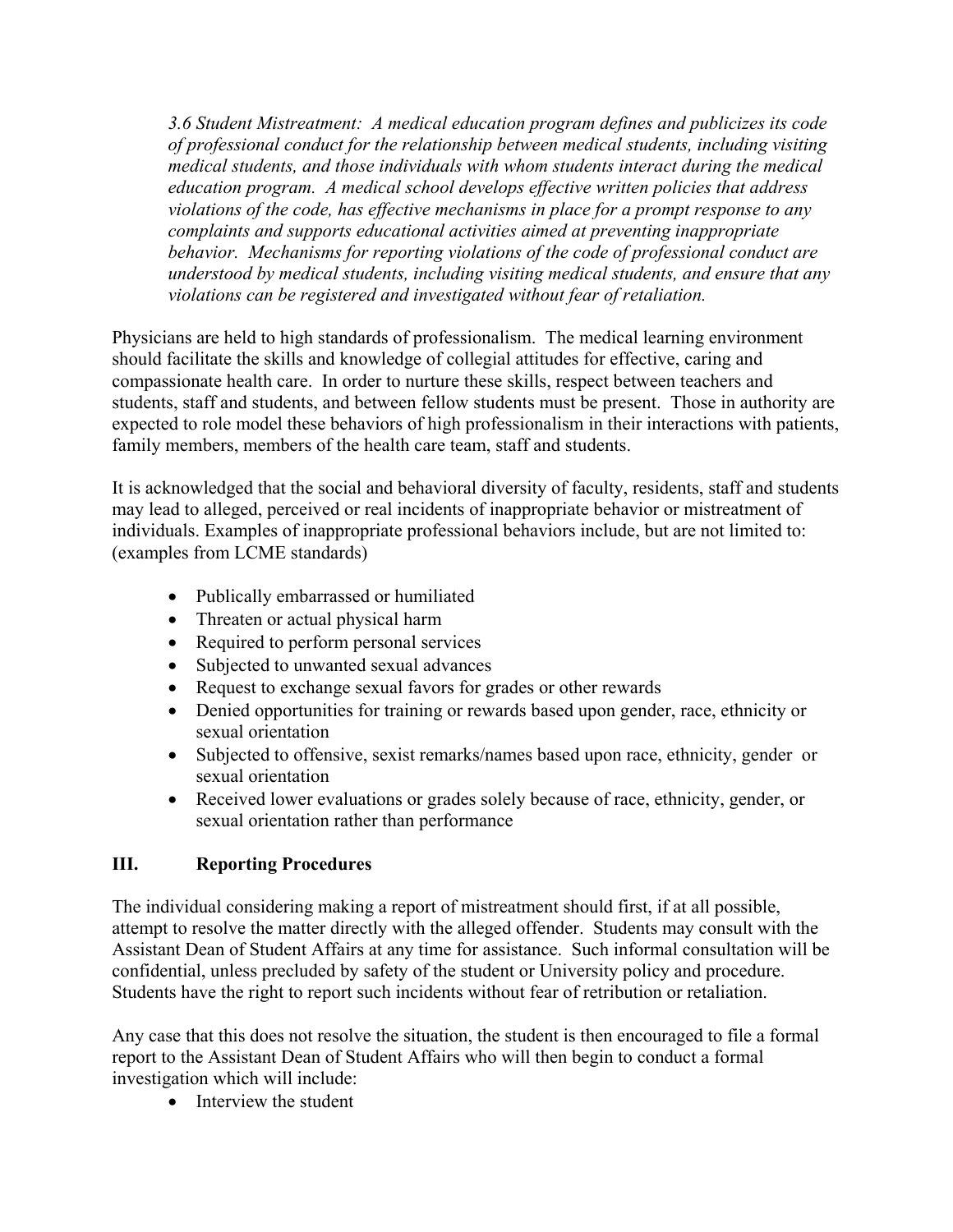*3.6 Student Mistreatment: A medical education program defines and publicizes its code of professional conduct for the relationship between medical students, including visiting medical students, and those individuals with whom students interact during the medical education program. A medical school develops effective written policies that address violations of the code, has effective mechanisms in place for a prompt response to any complaints and supports educational activities aimed at preventing inappropriate behavior. Mechanisms for reporting violations of the code of professional conduct are understood by medical students, including visiting medical students, and ensure that any violations can be registered and investigated without fear of retaliation.*

Physicians are held to high standards of professionalism. The medical learning environment should facilitate the skills and knowledge of collegial attitudes for effective, caring and compassionate health care. In order to nurture these skills, respect between teachers and students, staff and students, and between fellow students must be present. Those in authority are expected to role model these behaviors of high professionalism in their interactions with patients, family members, members of the health care team, staff and students.

It is acknowledged that the social and behavioral diversity of faculty, residents, staff and students may lead to alleged, perceived or real incidents of inappropriate behavior or mistreatment of individuals. Examples of inappropriate professional behaviors include, but are not limited to: (examples from LCME standards)

- Publically embarrassed or humiliated
- Threaten or actual physical harm
- Required to perform personal services
- Subjected to unwanted sexual advances
- Request to exchange sexual favors for grades or other rewards
- Denied opportunities for training or rewards based upon gender, race, ethnicity or sexual orientation
- Subjected to offensive, sexist remarks/names based upon race, ethnicity, gender or sexual orientation
- Received lower evaluations or grades solely because of race, ethnicity, gender, or sexual orientation rather than performance

## III. Reporting Procedures

The individual considering making a report of mistreatment should first, if at all possible, attempt to resolve the matter directly with the alleged offender. Students may consult with the Assistant Dean of Student Affairs at any time for assistance. Such informal consultation will be confidential, unless precluded by safety of the student or University policy and procedure. Students have the right to report such incidents without fear of retribution or retaliation.

Any case that this does not resolve the situation, the student is then encouraged to file a formal report to the Assistant Dean of Student Affairs who will then begin to conduct a formal investigation which will include:

- Interview the student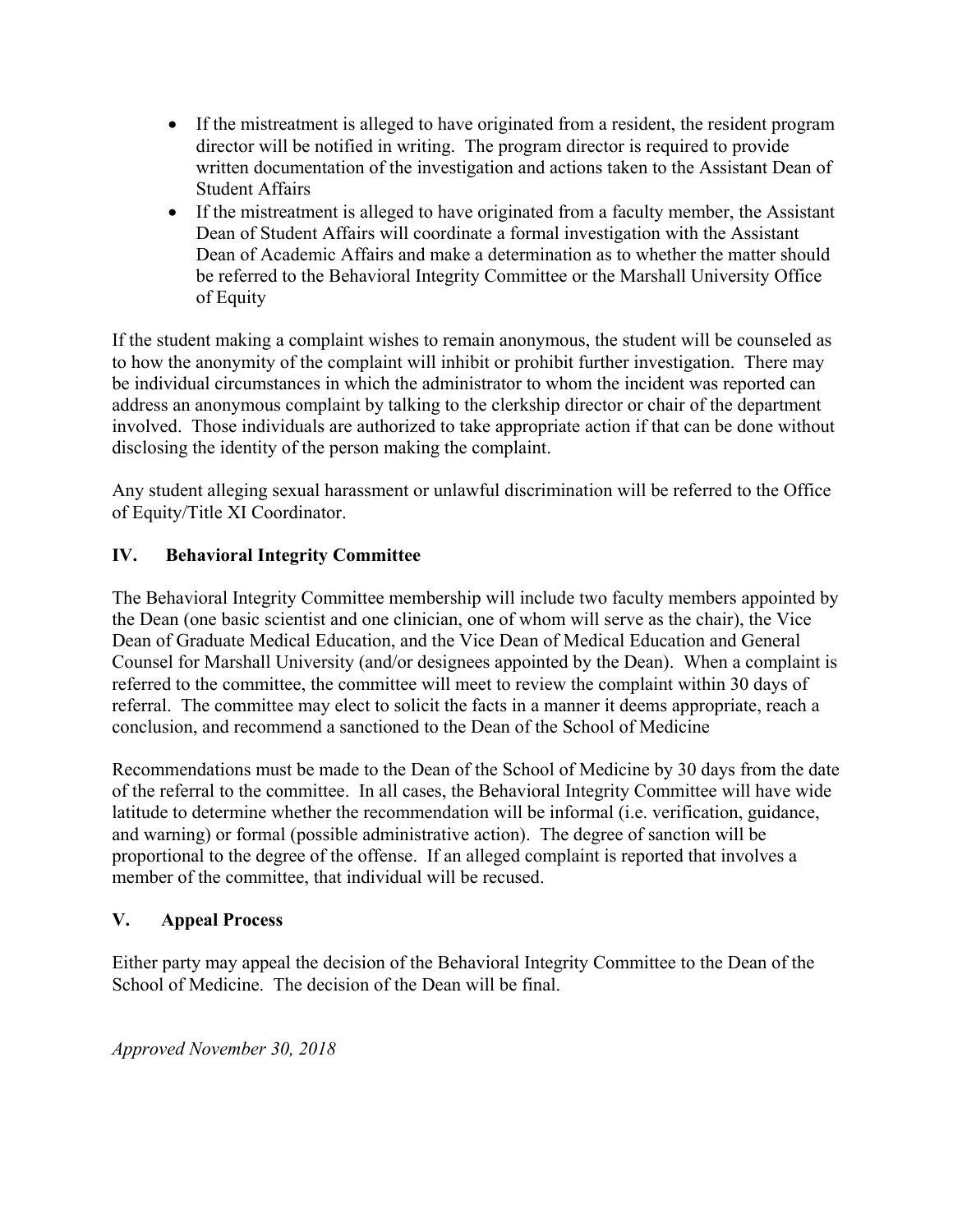- If the mistreatment is alleged to have originated from a resident, the resident program director will be notified in writing. The program director is required to provide written documentation of the investigation and actions taken to the Assistant Dean of Student Affairs
- If the mistreatment is alleged to have originated from a faculty member, the Assistant Dean of Student Affairs will coordinate a formal investigation with the Assistant Dean of Academic Affairs and make a determination as to whether the matter should be referred to the Behavioral Integrity Committee or the Marshall University Office of Equity

If the student making a complaint wishes to remain anonymous, the student will be counseled as to how the anonymity of the complaint will inhibit or prohibit further investigation. There may be individual circumstances in which the administrator to whom the incident was reported can address an anonymous complaint by talking to the clerkship director or chair of the department involved. Those individuals are authorized to take appropriate action if that can be done without disclosing the identity of the person making the complaint.

Any student alleging sexual harassment or unlawful discrimination will be referred to the Office of Equity/Title XI Coordinator.

## IV. Behavioral Integrity Committee

The Behavioral Integrity Committee membership will include two faculty members appointed by the Dean (one basic scientist and one clinician, one of whom will serve as the chair), the Vice Dean of Graduate Medical Education, and the Vice Dean of Medical Education and General Counsel for Marshall University (and/or designees appointed by the Dean). When a complaint is referred to the committee, the committee will meet to review the complaint within 30 days of referral. The committee may elect to solicit the facts in a manner it deems appropriate, reach a conclusion, and recommend a sanctioned to the Dean of the School of Medicine

Recommendations must be made to the Dean of the School of Medicine by 30 days from the date of the referral to the committee. In all cases, the Behavioral Integrity Committee will have wide latitude to determine whether the recommendation will be informal (i.e. verification, guidance, and warning) or formal (possible administrative action). The degree of sanction will be proportional to the degree of the offense. If an alleged complaint is reported that involves a member of the committee, that individual will be recused.

## V. Appeal Process

Either party may appeal the decision of the Behavioral Integrity Committee to the Dean of the School of Medicine. The decision of the Dean will be final.

*Approved November 30, 2018*